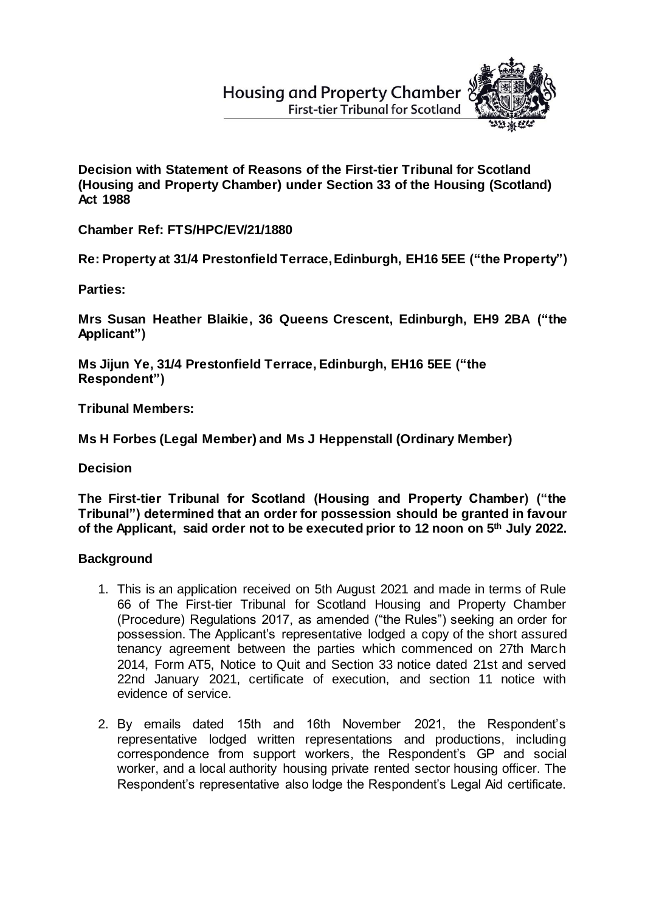Housing and Property Chamber
First-tier Tribunal for Scotland

**Decision with Statement of Reasons of the First-tier Tribunal for Scotland (Housing and Property Chamber) under Section 33 of the Housing (Scotland) Act 1988**

**Chamber Ref: FTS/HPC/EV/21/1880**

**Re: Property at 31/4 Prestonfield Terrace, Edinburgh, EH16 5EE ("the Property")**

**Parties:**

**Mrs Susan Heather Blaikie, 36 Queens Crescent, Edinburgh, EH9 2BA ("the Applicant")**

**Ms Jijun Ye, 31/4 Prestonfield Terrace, Edinburgh, EH16 5EE ("the Respondent")**

**Tribunal Members:**

**Ms H Forbes (Legal Member) and Ms J Heppenstall (Ordinary Member)**

**Decision**

**The First-tier Tribunal for Scotland (Housing and Property Chamber) ("the Tribunal") determined that an order for possession should be granted in favour of the Applicant, said order not to be executed prior to 12 noon on 5th July 2022.**

**Background**

1. This is an application received on 5th August 2021 and made in terms of Rule 66 of The First-tier Tribunal for Scotland Housing and Property Chamber (Procedure) Regulations 2017, as amended ("the Rules") seeking an order for possession. The Applicant's representative lodged a copy of the short assured tenancy agreement between the parties which commenced on 27th March 2014, Form AT5, Notice to Quit and Section 33 notice dated 21st and served 22nd January 2021, certificate of execution, and section 11 notice with evidence of service.

2. By emails dated 15th and 16th November 2021, the Respondent's representative lodged written representations and productions, including correspondence from support workers, the Respondent's GP and social worker, and a local authority housing private rented sector housing officer. The Respondent's representative also lodge the Respondent's Legal Aid certificate.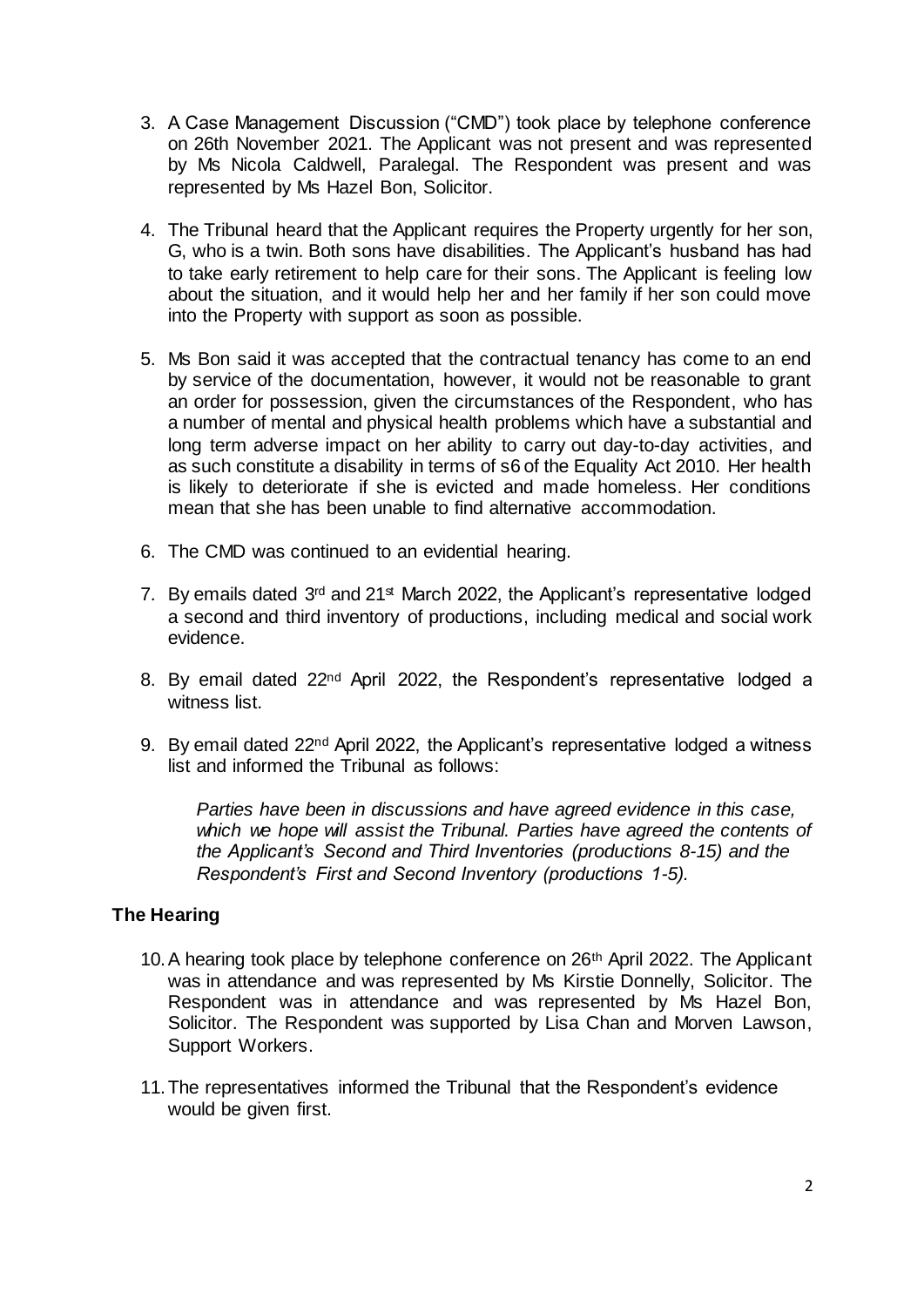3. A Case Management Discussion ("CMD") took place by telephone conference on 26th November 2021. The Applicant was not present and was represented by Ms Nicola Caldwell, Paralegal. The Respondent was present and was represented by Ms Hazel Bon, Solicitor.

4. The Tribunal heard that the Applicant requires the Property urgently for her son, G, who is a twin. Both sons have disabilities. The Applicant's husband has had to take early retirement to help care for their sons. The Applicant is feeling low about the situation, and it would help her and her family if her son could move into the Property with support as soon as possible.

5. Ms Bon said it was accepted that the contractual tenancy has come to an end by service of the documentation, however, it would not be reasonable to grant an order for possession, given the circumstances of the Respondent, who has a number of mental and physical health problems which have a substantial and long term adverse impact on her ability to carry out day-to-day activities, and as such constitute a disability in terms of s6 of the Equality Act 2010. Her health is likely to deteriorate if she is evicted and made homeless. Her conditions mean that she has been unable to find alternative accommodation.

6. The CMD was continued to an evidential hearing.

7. By emails dated 3rd and 21st March 2022, the Applicant's representative lodged a second and third inventory of productions, including medical and social work evidence.

8. By email dated 22nd April 2022, the Respondent's representative lodged a witness list.

9. By email dated 22nd April 2022, the Applicant's representative lodged a witness list and informed the Tribunal as follows:

   *Parties have been in discussions and have agreed evidence in this case, which we hope will assist the Tribunal. Parties have agreed the contents of the Applicant's Second and Third Inventories (productions 8-15) and the Respondent's First and Second Inventory (productions 1-5).*

## The Hearing

10. A hearing took place by telephone conference on 26th April 2022. The Applicant was in attendance and was represented by Ms Kirstie Donnelly, Solicitor. The Respondent was in attendance and was represented by Ms Hazel Bon, Solicitor. The Respondent was supported by Lisa Chan and Morven Lawson, Support Workers.

11. The representatives informed the Tribunal that the Respondent's evidence would be given first.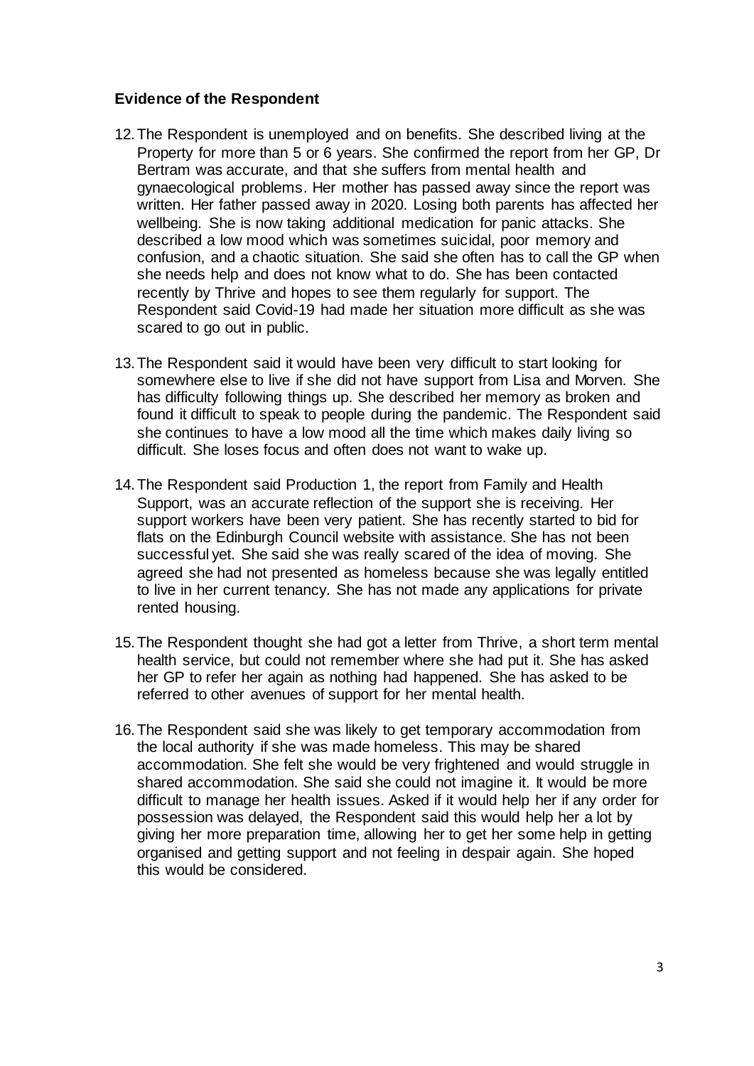### Evidence of the Respondent

12. The Respondent is unemployed and on benefits. She described living at the Property for more than 5 or 6 years. She confirmed the report from her GP, Dr Bertram was accurate, and that she suffers from mental health and gynaecological problems. Her mother has passed away since the report was written. Her father passed away in 2020. Losing both parents has affected her wellbeing. She is now taking additional medication for panic attacks. She described a low mood which was sometimes suicidal, poor memory and confusion, and a chaotic situation. She said she often has to call the GP when she needs help and does not know what to do. She has been contacted recently by Thrive and hopes to see them regularly for support. The Respondent said Covid-19 had made her situation more difficult as she was scared to go out in public.

13. The Respondent said it would have been very difficult to start looking for somewhere else to live if she did not have support from Lisa and Morven. She has difficulty following things up. She described her memory as broken and found it difficult to speak to people during the pandemic. The Respondent said she continues to have a low mood all the time which makes daily living so difficult. She loses focus and often does not want to wake up.

14. The Respondent said Production 1, the report from Family and Health Support, was an accurate reflection of the support she is receiving. Her support workers have been very patient. She has recently started to bid for flats on the Edinburgh Council website with assistance. She has not been successful yet. She said she was really scared of the idea of moving. She agreed she had not presented as homeless because she was legally entitled to live in her current tenancy. She has not made any applications for private rented housing.

15. The Respondent thought she had got a letter from Thrive, a short term mental health service, but could not remember where she had put it. She has asked her GP to refer her again as nothing had happened. She has asked to be referred to other avenues of support for her mental health.

16. The Respondent said she was likely to get temporary accommodation from the local authority if she was made homeless. This may be shared accommodation. She felt she would be very frightened and would struggle in shared accommodation. She said she could not imagine it. It would be more difficult to manage her health issues. Asked if it would help her if any order for possession was delayed, the Respondent said this would help her a lot by giving her more preparation time, allowing her to get her some help in getting organised and getting support and not feeling in despair again. She hoped this would be considered.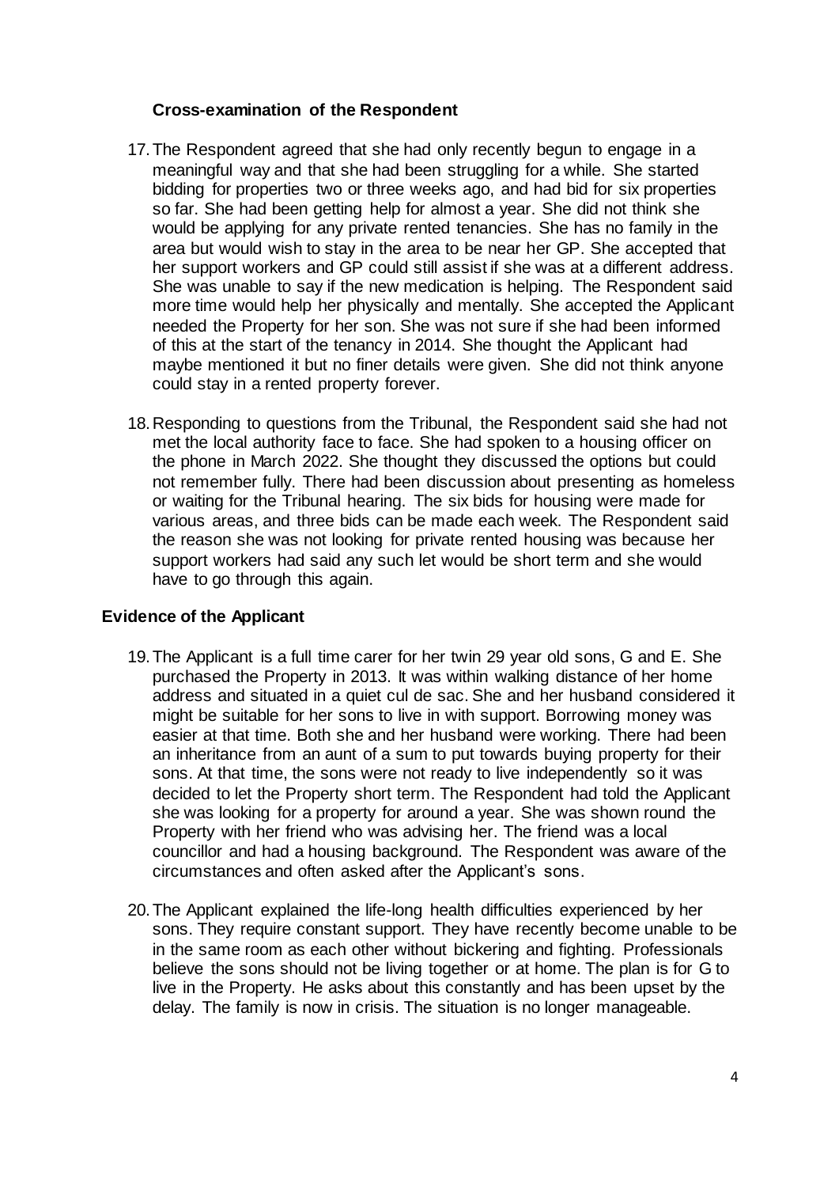### Cross-examination of the Respondent

17. The Respondent agreed that she had only recently begun to engage in a meaningful way and that she had been struggling for a while. She started bidding for properties two or three weeks ago, and had bid for six properties so far. She had been getting help for almost a year. She did not think she would be applying for any private rented tenancies. She has no family in the area but would wish to stay in the area to be near her GP. She accepted that her support workers and GP could still assist if she was at a different address. She was unable to say if the new medication is helping. The Respondent said more time would help her physically and mentally. She accepted the Applicant needed the Property for her son. She was not sure if she had been informed of this at the start of the tenancy in 2014. She thought the Applicant had maybe mentioned it but no finer details were given. She did not think anyone could stay in a rented property forever.

18. Responding to questions from the Tribunal, the Respondent said she had not met the local authority face to face. She had spoken to a housing officer on the phone in March 2022. She thought they discussed the options but could not remember fully. There had been discussion about presenting as homeless or waiting for the Tribunal hearing. The six bids for housing were made for various areas, and three bids can be made each week. The Respondent said the reason she was not looking for private rented housing was because her support workers had said any such let would be short term and she would have to go through this again.

## Evidence of the Applicant

19. The Applicant is a full time carer for her twin 29 year old sons, G and E. She purchased the Property in 2013. It was within walking distance of her home address and situated in a quiet cul de sac. She and her husband considered it might be suitable for her sons to live in with support. Borrowing money was easier at that time. Both she and her husband were working. There had been an inheritance from an aunt of a sum to put towards buying property for their sons. At that time, the sons were not ready to live independently so it was decided to let the Property short term. The Respondent had told the Applicant she was looking for a property for around a year. She was shown round the Property with her friend who was advising her. The friend was a local councillor and had a housing background. The Respondent was aware of the circumstances and often asked after the Applicant's sons.

20. The Applicant explained the life-long health difficulties experienced by her sons. They require constant support. They have recently become unable to be in the same room as each other without bickering and fighting. Professionals believe the sons should not be living together or at home. The plan is for G to live in the Property. He asks about this constantly and has been upset by the delay. The family is now in crisis. The situation is no longer manageable.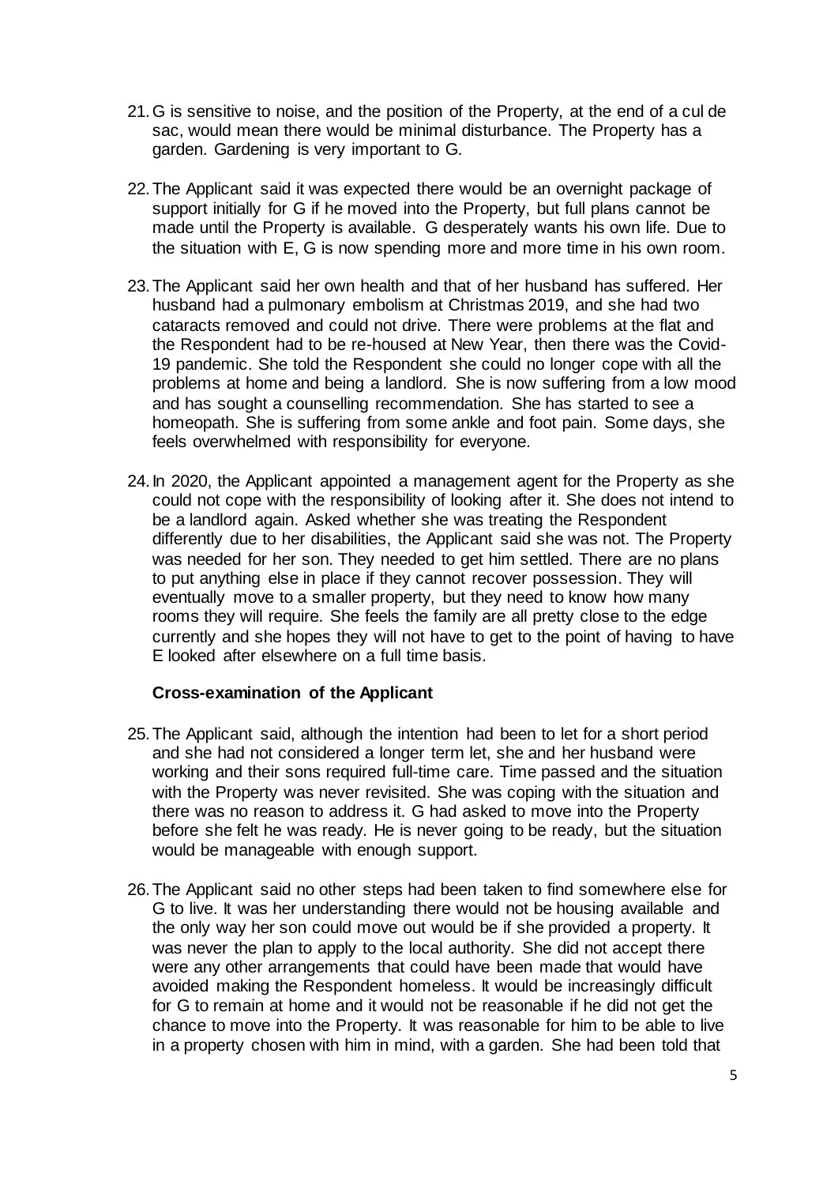21. G is sensitive to noise, and the position of the Property, at the end of a cul de sac, would mean there would be minimal disturbance. The Property has a garden. Gardening is very important to G.

22. The Applicant said it was expected there would be an overnight package of support initially for G if he moved into the Property, but full plans cannot be made until the Property is available. G desperately wants his own life. Due to the situation with E, G is now spending more and more time in his own room.

23. The Applicant said her own health and that of her husband has suffered. Her husband had a pulmonary embolism at Christmas 2019, and she had two cataracts removed and could not drive. There were problems at the flat and the Respondent had to be re-housed at New Year, then there was the Covid-19 pandemic. She told the Respondent she could no longer cope with all the problems at home and being a landlord. She is now suffering from a low mood and has sought a counselling recommendation. She has started to see a homeopath. She is suffering from some ankle and foot pain. Some days, she feels overwhelmed with responsibility for everyone.

24. In 2020, the Applicant appointed a management agent for the Property as she could not cope with the responsibility of looking after it. She does not intend to be a landlord again. Asked whether she was treating the Respondent differently due to her disabilities, the Applicant said she was not. The Property was needed for her son. They needed to get him settled. There are no plans to put anything else in place if they cannot recover possession. They will eventually move to a smaller property, but they need to know how many rooms they will require. She feels the family are all pretty close to the edge currently and she hopes they will not have to get to the point of having to have E looked after elsewhere on a full time basis.

**Cross-examination of the Applicant**

25. The Applicant said, although the intention had been to let for a short period and she had not considered a longer term let, she and her husband were working and their sons required full-time care. Time passed and the situation with the Property was never revisited. She was coping with the situation and there was no reason to address it. G had asked to move into the Property before she felt he was ready. He is never going to be ready, but the situation would be manageable with enough support.

26. The Applicant said no other steps had been taken to find somewhere else for G to live. It was her understanding there would not be housing available and the only way her son could move out would be if she provided a property. It was never the plan to apply to the local authority. She did not accept there were any other arrangements that could have been made that would have avoided making the Respondent homeless. It would be increasingly difficult for G to remain at home and it would not be reasonable if he did not get the chance to move into the Property. It was reasonable for him to be able to live in a property chosen with him in mind, with a garden. She had been told that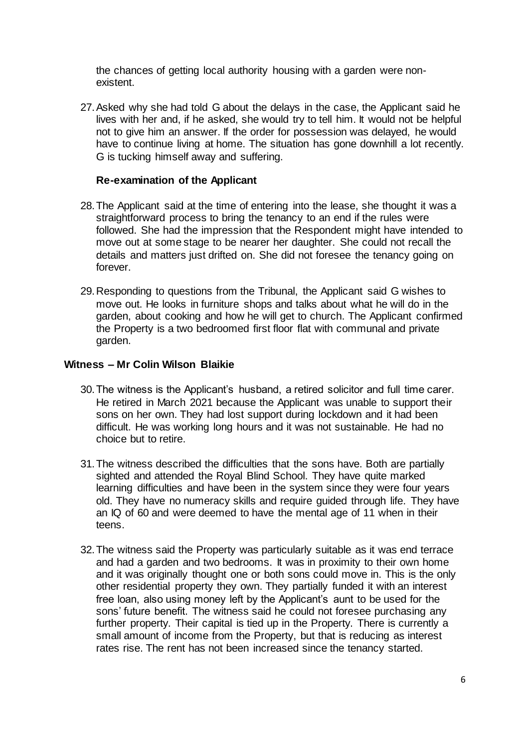the chances of getting local authority housing with a garden were non-existent.

27. Asked why she had told G about the delays in the case, the Applicant said he lives with her and, if he asked, she would try to tell him. It would not be helpful not to give him an answer. If the order for possession was delayed, he would have to continue living at home. The situation has gone downhill a lot recently. G is tucking himself away and suffering.

**Re-examination of the Applicant**

28. The Applicant said at the time of entering into the lease, she thought it was a straightforward process to bring the tenancy to an end if the rules were followed. She had the impression that the Respondent might have intended to move out at some stage to be nearer her daughter. She could not recall the details and matters just drifted on. She did not foresee the tenancy going on forever.

29. Responding to questions from the Tribunal, the Applicant said G wishes to move out. He looks in furniture shops and talks about what he will do in the garden, about cooking and how he will get to church. The Applicant confirmed the Property is a two bedroomed first floor flat with communal and private garden.

**Witness – Mr Colin Wilson Blaikie**

30. The witness is the Applicant's husband, a retired solicitor and full time carer. He retired in March 2021 because the Applicant was unable to support their sons on her own. They had lost support during lockdown and it had been difficult. He was working long hours and it was not sustainable. He had no choice but to retire.

31. The witness described the difficulties that the sons have. Both are partially sighted and attended the Royal Blind School. They have quite marked learning difficulties and have been in the system since they were four years old. They have no numeracy skills and require guided through life. They have an IQ of 60 and were deemed to have the mental age of 11 when in their teens.

32. The witness said the Property was particularly suitable as it was end terrace and had a garden and two bedrooms. It was in proximity to their own home and it was originally thought one or both sons could move in. This is the only other residential property they own. They partially funded it with an interest free loan, also using money left by the Applicant's aunt to be used for the sons' future benefit. The witness said he could not foresee purchasing any further property. Their capital is tied up in the Property. There is currently a small amount of income from the Property, but that is reducing as interest rates rise. The rent has not been increased since the tenancy started.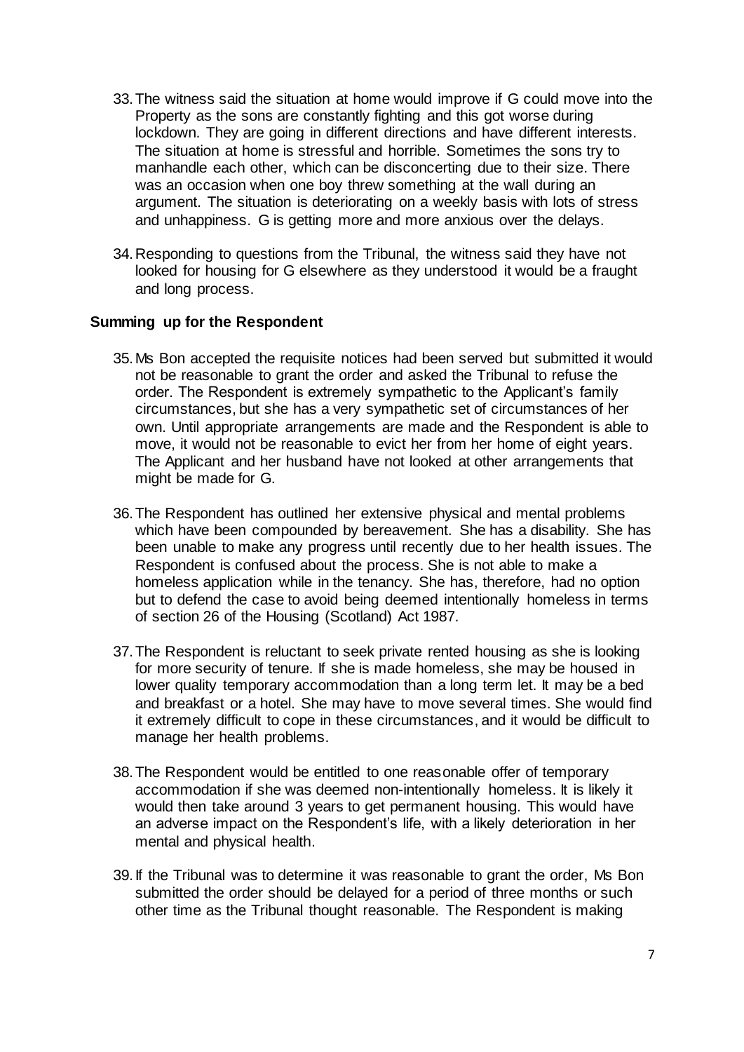33. The witness said the situation at home would improve if G could move into the Property as the sons are constantly fighting and this got worse during lockdown. They are going in different directions and have different interests. The situation at home is stressful and horrible. Sometimes the sons try to manhandle each other, which can be disconcerting due to their size. There was an occasion when one boy threw something at the wall during an argument. The situation is deteriorating on a weekly basis with lots of stress and unhappiness. G is getting more and more anxious over the delays.

34. Responding to questions from the Tribunal, the witness said they have not looked for housing for G elsewhere as they understood it would be a fraught and long process.

**Summing up for the Respondent**

35. Ms Bon accepted the requisite notices had been served but submitted it would not be reasonable to grant the order and asked the Tribunal to refuse the order. The Respondent is extremely sympathetic to the Applicant's family circumstances, but she has a very sympathetic set of circumstances of her own. Until appropriate arrangements are made and the Respondent is able to move, it would not be reasonable to evict her from her home of eight years. The Applicant and her husband have not looked at other arrangements that might be made for G.

36. The Respondent has outlined her extensive physical and mental problems which have been compounded by bereavement. She has a disability. She has been unable to make any progress until recently due to her health issues. The Respondent is confused about the process. She is not able to make a homeless application while in the tenancy. She has, therefore, had no option but to defend the case to avoid being deemed intentionally homeless in terms of section 26 of the Housing (Scotland) Act 1987.

37. The Respondent is reluctant to seek private rented housing as she is looking for more security of tenure. If she is made homeless, she may be housed in lower quality temporary accommodation than a long term let. It may be a bed and breakfast or a hotel. She may have to move several times. She would find it extremely difficult to cope in these circumstances, and it would be difficult to manage her health problems.

38. The Respondent would be entitled to one reasonable offer of temporary accommodation if she was deemed non-intentionally homeless. It is likely it would then take around 3 years to get permanent housing. This would have an adverse impact on the Respondent's life, with a likely deterioration in her mental and physical health.

39. If the Tribunal was to determine it was reasonable to grant the order, Ms Bon submitted the order should be delayed for a period of three months or such other time as the Tribunal thought reasonable. The Respondent is making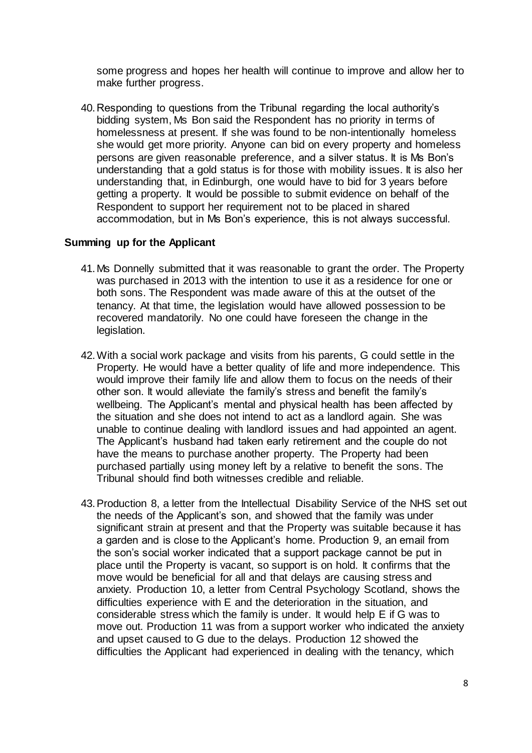some progress and hopes her health will continue to improve and allow her to make further progress.

40. Responding to questions from the Tribunal regarding the local authority's bidding system, Ms Bon said the Respondent has no priority in terms of homelessness at present. If she was found to be non-intentionally homeless she would get more priority. Anyone can bid on every property and homeless persons are given reasonable preference, and a silver status. It is Ms Bon's understanding that a gold status is for those with mobility issues. It is also her understanding that, in Edinburgh, one would have to bid for 3 years before getting a property. It would be possible to submit evidence on behalf of the Respondent to support her requirement not to be placed in shared accommodation, but in Ms Bon's experience, this is not always successful.

**Summing up for the Applicant**

41. Ms Donnelly submitted that it was reasonable to grant the order. The Property was purchased in 2013 with the intention to use it as a residence for one or both sons. The Respondent was made aware of this at the outset of the tenancy. At that time, the legislation would have allowed possession to be recovered mandatorily. No one could have foreseen the change in the legislation.

42. With a social work package and visits from his parents, G could settle in the Property. He would have a better quality of life and more independence. This would improve their family life and allow them to focus on the needs of their other son. It would alleviate the family's stress and benefit the family's wellbeing. The Applicant's mental and physical health has been affected by the situation and she does not intend to act as a landlord again. She was unable to continue dealing with landlord issues and had appointed an agent. The Applicant's husband had taken early retirement and the couple do not have the means to purchase another property. The Property had been purchased partially using money left by a relative to benefit the sons. The Tribunal should find both witnesses credible and reliable.

43. Production 8, a letter from the Intellectual Disability Service of the NHS set out the needs of the Applicant's son, and showed that the family was under significant strain at present and that the Property was suitable because it has a garden and is close to the Applicant's home. Production 9, an email from the son's social worker indicated that a support package cannot be put in place until the Property is vacant, so support is on hold. It confirms that the move would be beneficial for all and that delays are causing stress and anxiety. Production 10, a letter from Central Psychology Scotland, shows the difficulties experience with E and the deterioration in the situation, and considerable stress which the family is under. It would help E if G was to move out. Production 11 was from a support worker who indicated the anxiety and upset caused to G due to the delays. Production 12 showed the difficulties the Applicant had experienced in dealing with the tenancy, which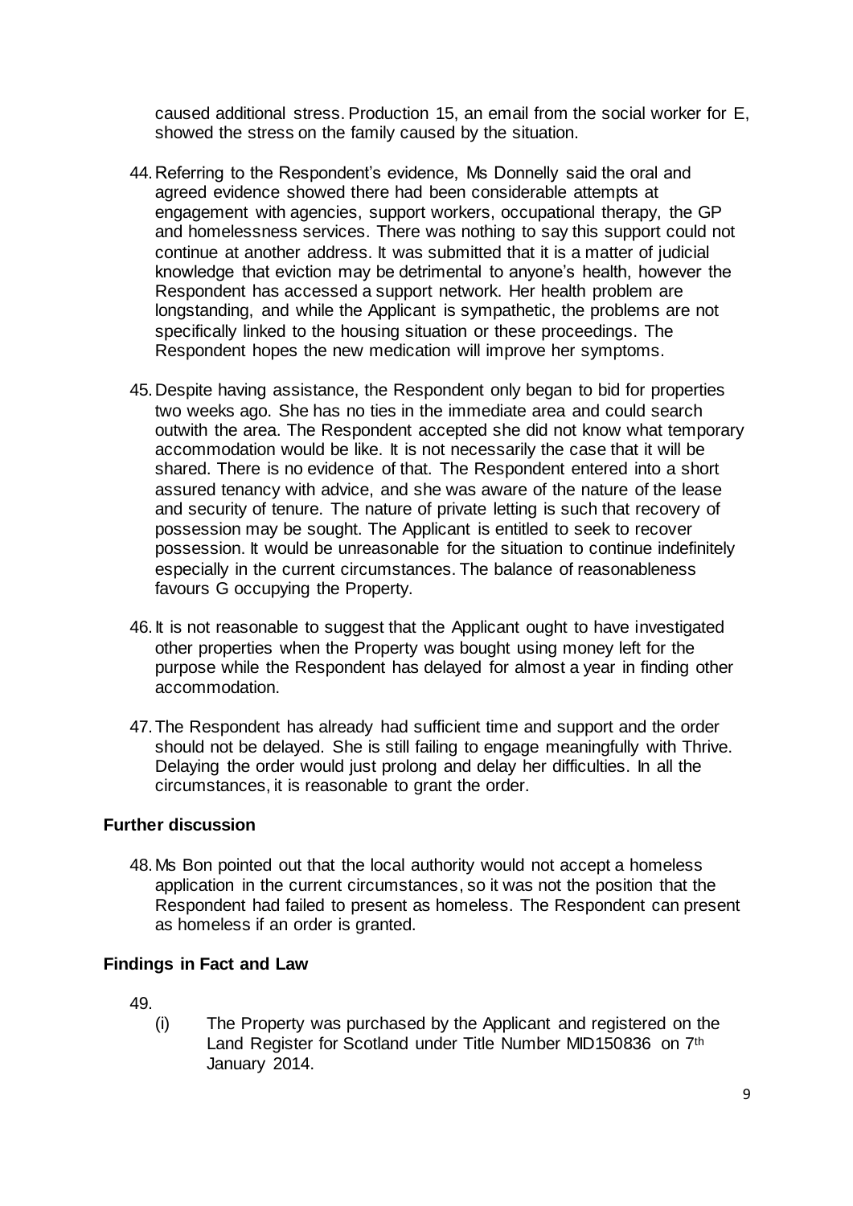caused additional stress. Production 15, an email from the social worker for E, showed the stress on the family caused by the situation.

44. Referring to the Respondent's evidence, Ms Donnelly said the oral and agreed evidence showed there had been considerable attempts at engagement with agencies, support workers, occupational therapy, the GP and homelessness services. There was nothing to say this support could not continue at another address. It was submitted that it is a matter of judicial knowledge that eviction may be detrimental to anyone's health, however the Respondent has accessed a support network. Her health problem are longstanding, and while the Applicant is sympathetic, the problems are not specifically linked to the housing situation or these proceedings. The Respondent hopes the new medication will improve her symptoms.

45. Despite having assistance, the Respondent only began to bid for properties two weeks ago. She has no ties in the immediate area and could search outwith the area. The Respondent accepted she did not know what temporary accommodation would be like. It is not necessarily the case that it will be shared. There is no evidence of that. The Respondent entered into a short assured tenancy with advice, and she was aware of the nature of the lease and security of tenure. The nature of private letting is such that recovery of possession may be sought. The Applicant is entitled to seek to recover possession. It would be unreasonable for the situation to continue indefinitely especially in the current circumstances. The balance of reasonableness favours G occupying the Property.

46. It is not reasonable to suggest that the Applicant ought to have investigated other properties when the Property was bought using money left for the purpose while the Respondent has delayed for almost a year in finding other accommodation.

47. The Respondent has already had sufficient time and support and the order should not be delayed. She is still failing to engage meaningfully with Thrive. Delaying the order would just prolong and delay her difficulties. In all the circumstances, it is reasonable to grant the order.

## Further discussion

48. Ms Bon pointed out that the local authority would not accept a homeless application in the current circumstances, so it was not the position that the Respondent had failed to present as homeless. The Respondent can present as homeless if an order is granted.

## Findings in Fact and Law

49.

(i) The Property was purchased by the Applicant and registered on the Land Register for Scotland under Title Number MID150836 on 7th January 2014.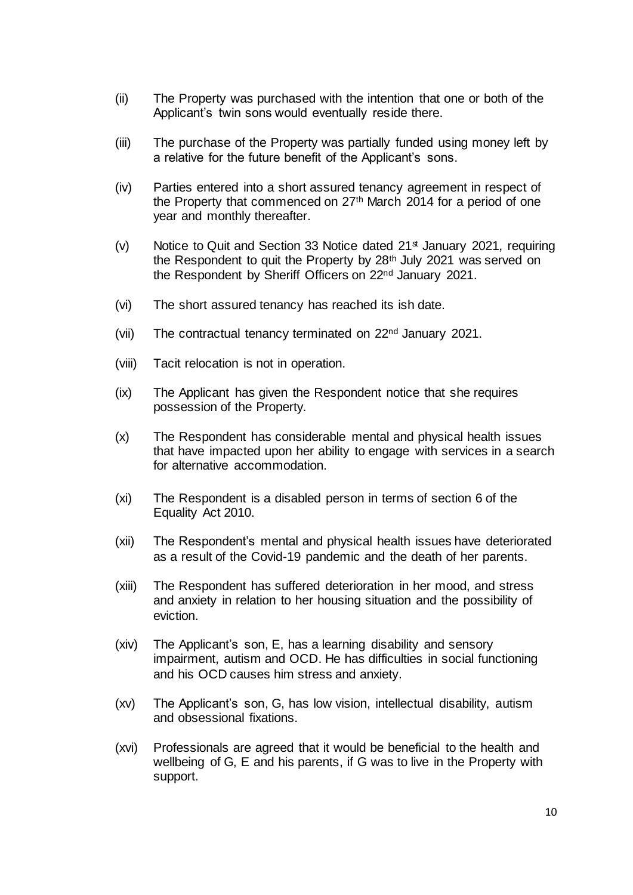(ii) The Property was purchased with the intention that one or both of the Applicant's twin sons would eventually reside there.

(iii) The purchase of the Property was partially funded using money left by a relative for the future benefit of the Applicant's sons.

(iv) Parties entered into a short assured tenancy agreement in respect of the Property that commenced on 27th March 2014 for a period of one year and monthly thereafter.

(v) Notice to Quit and Section 33 Notice dated 21st January 2021, requiring the Respondent to quit the Property by 28th July 2021 was served on the Respondent by Sheriff Officers on 22nd January 2021.

(vi) The short assured tenancy has reached its ish date.

(vii) The contractual tenancy terminated on 22nd January 2021.

(viii) Tacit relocation is not in operation.

(ix) The Applicant has given the Respondent notice that she requires possession of the Property.

(x) The Respondent has considerable mental and physical health issues that have impacted upon her ability to engage with services in a search for alternative accommodation.

(xi) The Respondent is a disabled person in terms of section 6 of the Equality Act 2010.

(xii) The Respondent's mental and physical health issues have deteriorated as a result of the Covid-19 pandemic and the death of her parents.

(xiii) The Respondent has suffered deterioration in her mood, and stress and anxiety in relation to her housing situation and the possibility of eviction.

(xiv) The Applicant's son, E, has a learning disability and sensory impairment, autism and OCD. He has difficulties in social functioning and his OCD causes him stress and anxiety.

(xv) The Applicant's son, G, has low vision, intellectual disability, autism and obsessional fixations.

(xvi) Professionals are agreed that it would be beneficial to the health and wellbeing of G, E and his parents, if G was to live in the Property with support.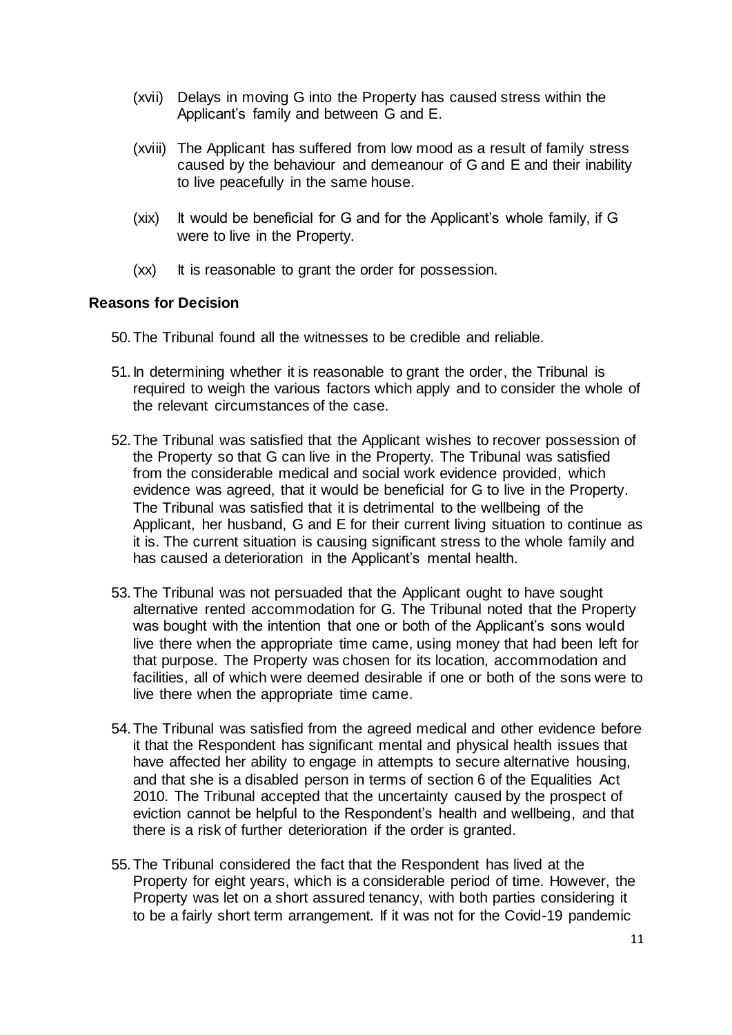(xvii) Delays in moving G into the Property has caused stress within the Applicant's family and between G and E.

(xviii) The Applicant has suffered from low mood as a result of family stress caused by the behaviour and demeanour of G and E and their inability to live peacefully in the same house.

(xix) It would be beneficial for G and for the Applicant's whole family, if G were to live in the Property.

(xx) It is reasonable to grant the order for possession.

### Reasons for Decision

50. The Tribunal found all the witnesses to be credible and reliable.

51. In determining whether it is reasonable to grant the order, the Tribunal is required to weigh the various factors which apply and to consider the whole of the relevant circumstances of the case.

52. The Tribunal was satisfied that the Applicant wishes to recover possession of the Property so that G can live in the Property. The Tribunal was satisfied from the considerable medical and social work evidence provided, which evidence was agreed, that it would be beneficial for G to live in the Property. The Tribunal was satisfied that it is detrimental to the wellbeing of the Applicant, her husband, G and E for their current living situation to continue as it is. The current situation is causing significant stress to the whole family and has caused a deterioration in the Applicant's mental health.

53. The Tribunal was not persuaded that the Applicant ought to have sought alternative rented accommodation for G. The Tribunal noted that the Property was bought with the intention that one or both of the Applicant's sons would live there when the appropriate time came, using money that had been left for that purpose. The Property was chosen for its location, accommodation and facilities, all of which were deemed desirable if one or both of the sons were to live there when the appropriate time came.

54. The Tribunal was satisfied from the agreed medical and other evidence before it that the Respondent has significant mental and physical health issues that have affected her ability to engage in attempts to secure alternative housing, and that she is a disabled person in terms of section 6 of the Equalities Act 2010. The Tribunal accepted that the uncertainty caused by the prospect of eviction cannot be helpful to the Respondent's health and wellbeing, and that there is a risk of further deterioration if the order is granted.

55. The Tribunal considered the fact that the Respondent has lived at the Property for eight years, which is a considerable period of time. However, the Property was let on a short assured tenancy, with both parties considering it to be a fairly short term arrangement. If it was not for the Covid-19 pandemic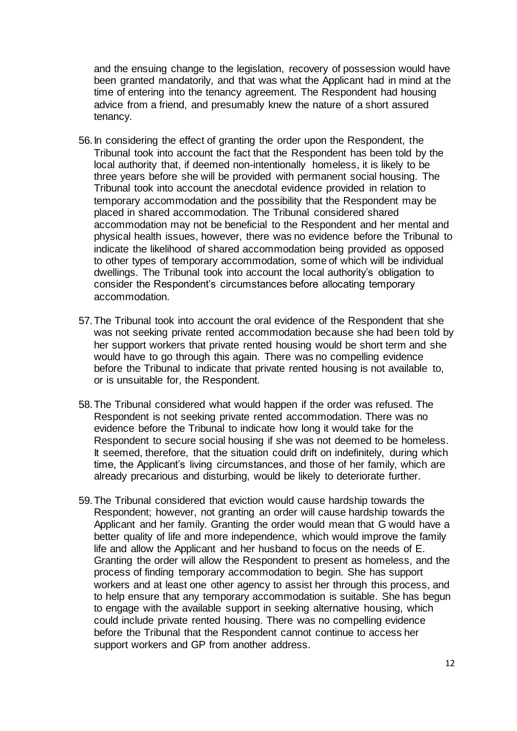and the ensuing change to the legislation, recovery of possession would have been granted mandatorily, and that was what the Applicant had in mind at the time of entering into the tenancy agreement. The Respondent had housing advice from a friend, and presumably knew the nature of a short assured tenancy.

56. In considering the effect of granting the order upon the Respondent, the Tribunal took into account the fact that the Respondent has been told by the local authority that, if deemed non-intentionally homeless, it is likely to be three years before she will be provided with permanent social housing. The Tribunal took into account the anecdotal evidence provided in relation to temporary accommodation and the possibility that the Respondent may be placed in shared accommodation. The Tribunal considered shared accommodation may not be beneficial to the Respondent and her mental and physical health issues, however, there was no evidence before the Tribunal to indicate the likelihood of shared accommodation being provided as opposed to other types of temporary accommodation, some of which will be individual dwellings. The Tribunal took into account the local authority's obligation to consider the Respondent's circumstances before allocating temporary accommodation.

57. The Tribunal took into account the oral evidence of the Respondent that she was not seeking private rented accommodation because she had been told by her support workers that private rented housing would be short term and she would have to go through this again. There was no compelling evidence before the Tribunal to indicate that private rented housing is not available to, or is unsuitable for, the Respondent.

58. The Tribunal considered what would happen if the order was refused. The Respondent is not seeking private rented accommodation. There was no evidence before the Tribunal to indicate how long it would take for the Respondent to secure social housing if she was not deemed to be homeless. It seemed, therefore, that the situation could drift on indefinitely, during which time, the Applicant's living circumstances, and those of her family, which are already precarious and disturbing, would be likely to deteriorate further.

59. The Tribunal considered that eviction would cause hardship towards the Respondent; however, not granting an order will cause hardship towards the Applicant and her family. Granting the order would mean that G would have a better quality of life and more independence, which would improve the family life and allow the Applicant and her husband to focus on the needs of E. Granting the order will allow the Respondent to present as homeless, and the process of finding temporary accommodation to begin. She has support workers and at least one other agency to assist her through this process, and to help ensure that any temporary accommodation is suitable. She has begun to engage with the available support in seeking alternative housing, which could include private rented housing. There was no compelling evidence before the Tribunal that the Respondent cannot continue to access her support workers and GP from another address.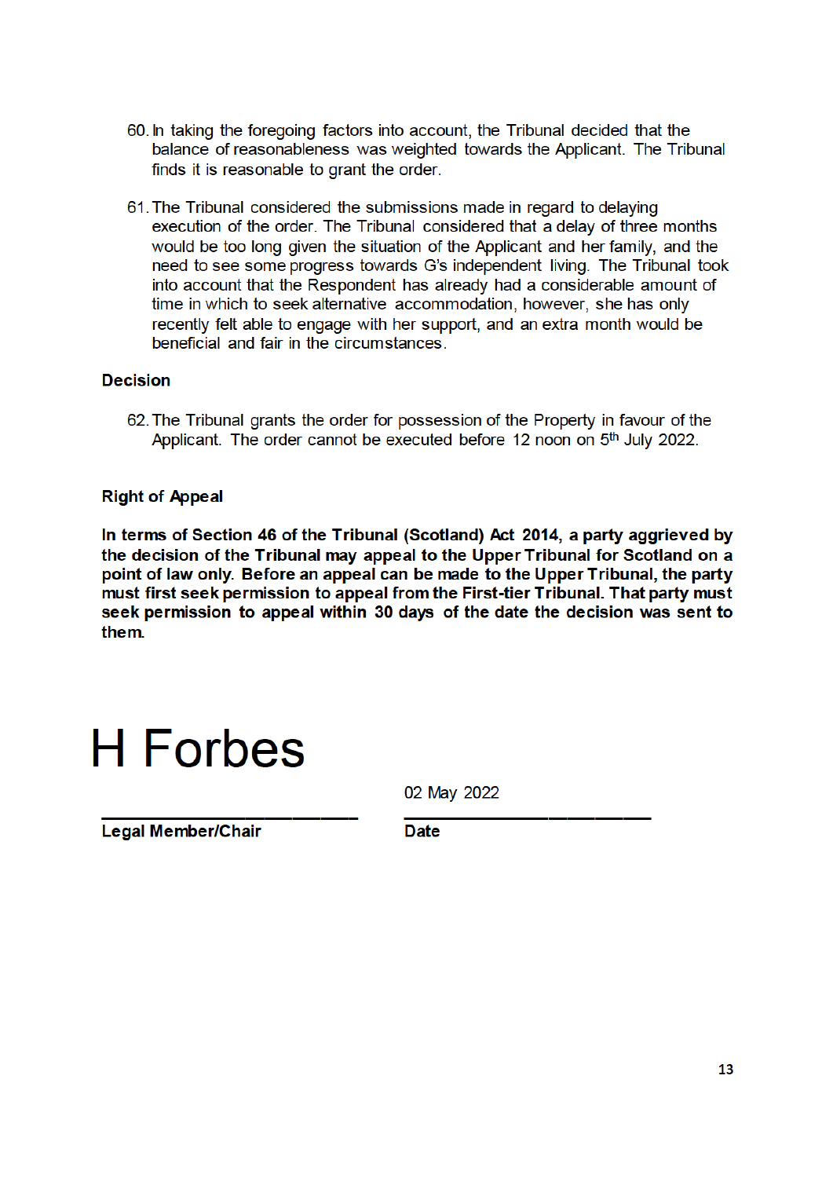60. In taking the foregoing factors into account, the Tribunal decided that the balance of reasonableness was weighted towards the Applicant. The Tribunal finds it is reasonable to grant the order.

61. The Tribunal considered the submissions made in regard to delaying execution of the order. The Tribunal considered that a delay of three months would be too long given the situation of the Applicant and her family, and the need to see some progress towards G's independent living. The Tribunal took into account that the Respondent has already had a considerable amount of time in which to seek alternative accommodation, however, she has only recently felt able to engage with her support, and an extra month would be beneficial and fair in the circumstances.

## Decision

62. The Tribunal grants the order for possession of the Property in favour of the Applicant. The order cannot be executed before 12 noon on 5th July 2022.

## Right of Appeal

**In terms of Section 46 of the Tribunal (Scotland) Act 2014, a party aggrieved by the decision of the Tribunal may appeal to the Upper Tribunal for Scotland on a point of law only. Before an appeal can be made to the Upper Tribunal, the party must first seek permission to appeal from the First-tier Tribunal. That party must seek permission to appeal within 30 days of the date the decision was sent to them.**

H Forbes

02 May 2022

**Legal Member/Chair** | **Date**